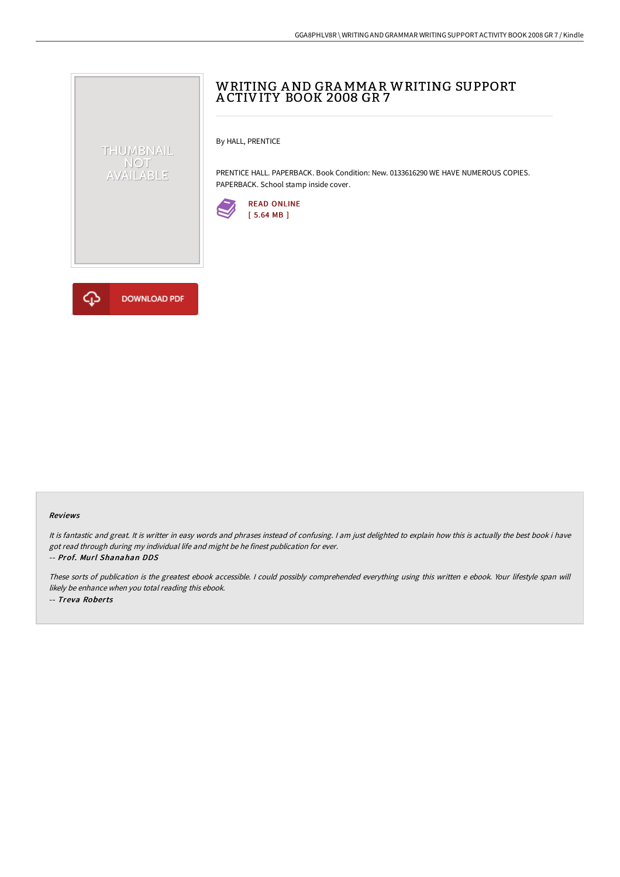# WRITING AND GRAMMAR WRITING SUPPORT ACTIVITY BOOK 2008 GR 7

By HALL, PRENTICE

PRENTICE HALL. PAPERBACK. Book Condition: New. 0133616290 WE HAVE NUMEROUS COPIES. PAPERBACK. School stamp inside cover.

READ ONLINE
[ 5.64 MB ]

DOWNLOAD PDF

### Reviews

*It is fantastic and great. It is writter in easy words and phrases instead of confusing. I am just delighted to explain how this is actually the best book i have got read through during my individual life and might be he finest publication for ever.*

*-- Prof. Murl Shanahan DDS*

*These sorts of publication is the greatest ebook accessible. I could possibly comprehended everything using this written e ebook. Your lifestyle span will likely be enhance when you total reading this ebook.*

*-- Treva Roberts*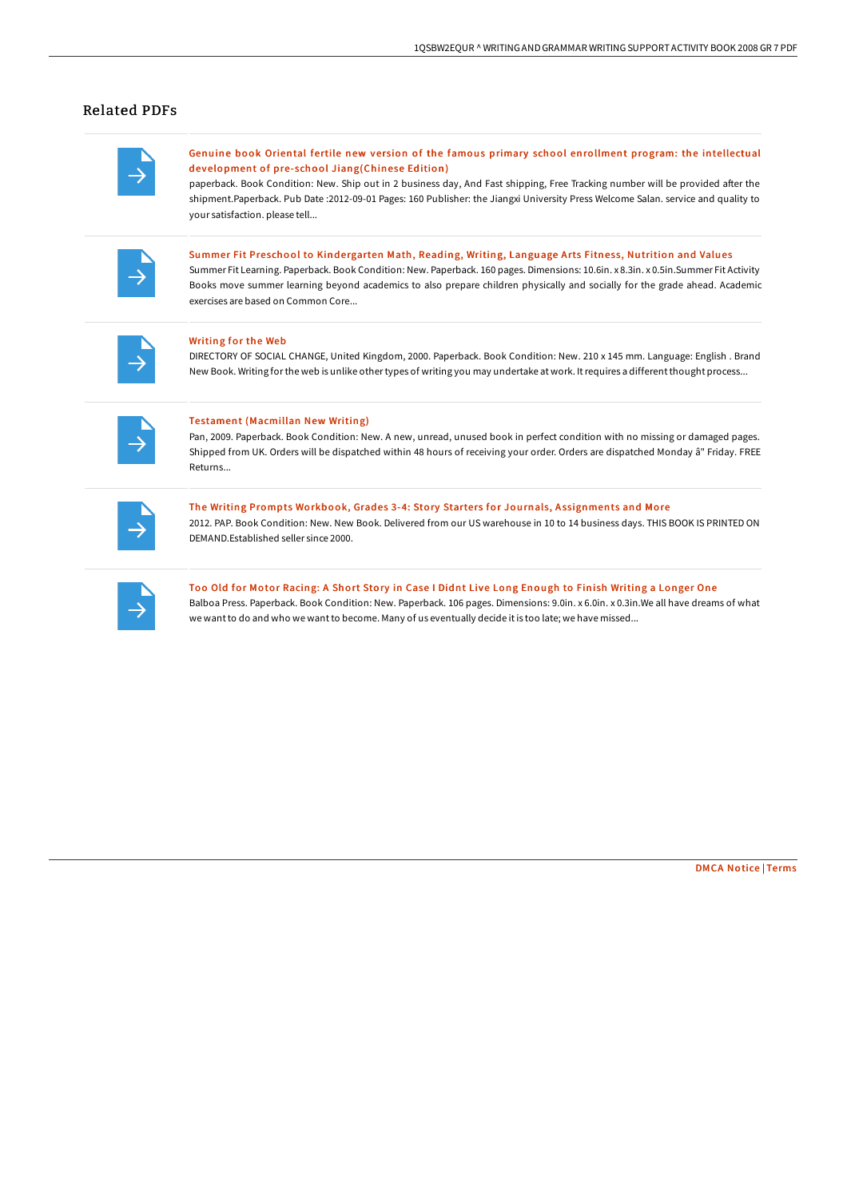## Related PDFs

**Genuine book Oriental fertile new version of the famous primary school enrollment program: the intellectual development of pre-school Jiang(Chinese Edition)**

paperback. Book Condition: New. Ship out in 2 business day, And Fast shipping, Free Tracking number will be provided after the shipment.Paperback. Pub Date :2012-09-01 Pages: 160 Publisher: the Jiangxi University Press Welcome Salan. service and quality to your satisfaction. please tell...

**Summer Fit Preschool to Kindergarten Math, Reading, Writing, Language Arts Fitness, Nutrition and Values**

Summer Fit Learning. Paperback. Book Condition: New. Paperback. 160 pages. Dimensions: 10.6in. x 8.3in. x 0.5in.Summer Fit Activity Books move summer learning beyond academics to also prepare children physically and socially for the grade ahead. Academic exercises are based on Common Core...

**Writing for the Web**

DIRECTORY OF SOCIAL CHANGE, United Kingdom, 2000. Paperback. Book Condition: New. 210 x 145 mm. Language: English . Brand New Book. Writing for the web is unlike other types of writing you may undertake at work. It requires a different thought process...

**Testament (Macmillan New Writing)**

Pan, 2009. Paperback. Book Condition: New. A new, unread, unused book in perfect condition with no missing or damaged pages. Shipped from UK. Orders will be dispatched within 48 hours of receiving your order. Orders are dispatched Monday â" Friday. FREE Returns...

**The Writing Prompts Workbook, Grades 3-4: Story Starters for Journals, Assignments and More**

2012. PAP. Book Condition: New. New Book. Delivered from our US warehouse in 10 to 14 business days. THIS BOOK IS PRINTED ON DEMAND.Established seller since 2000.

**Too Old for Motor Racing: A Short Story in Case I Didnt Live Long Enough to Finish Writing a Longer One**

Balboa Press. Paperback. Book Condition: New. Paperback. 106 pages. Dimensions: 9.0in. x 6.0in. x 0.3in.We all have dreams of what we want to do and who we want to become. Many of us eventually decide it is too late; we have missed...